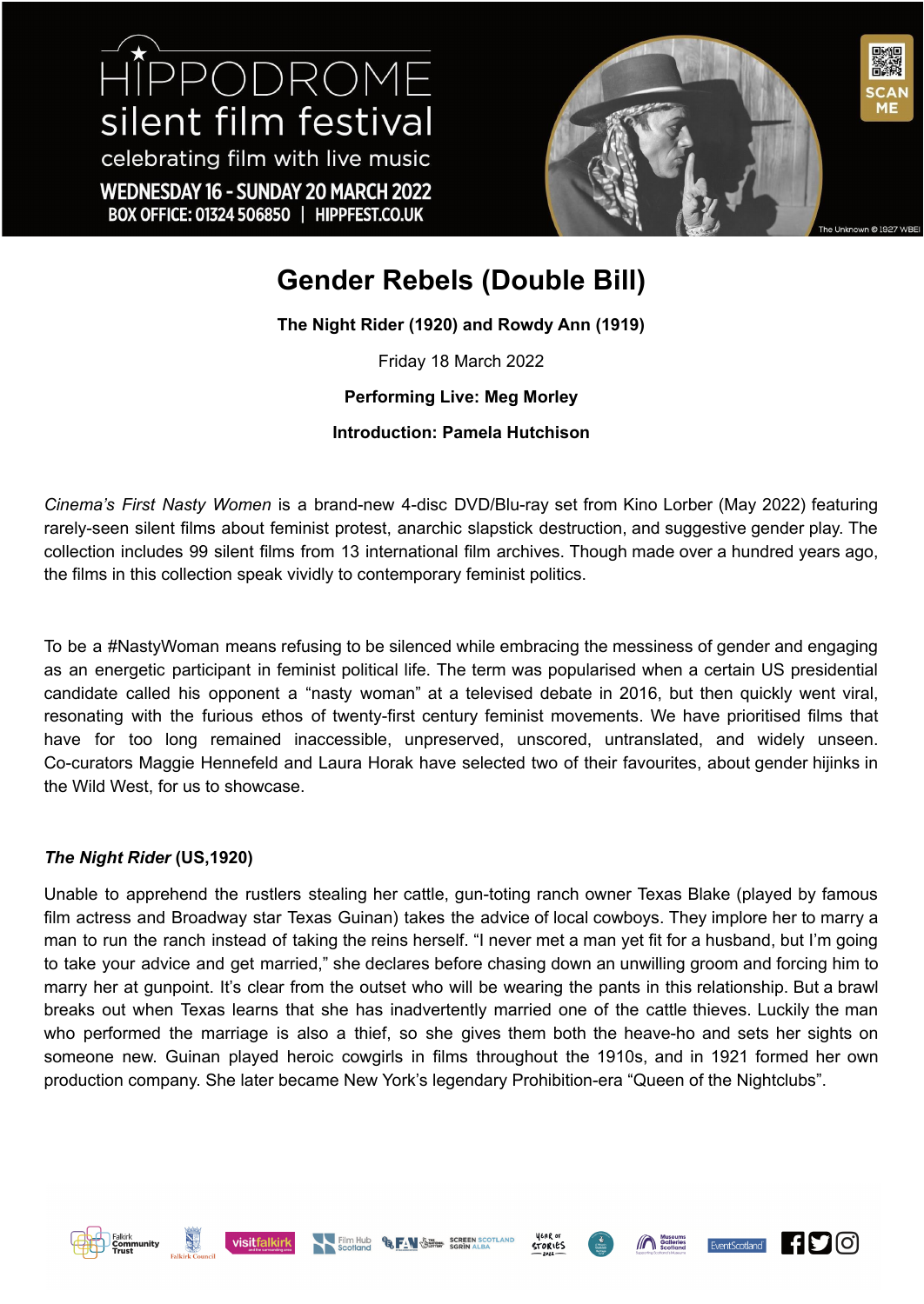HIPPODROME silent film festival

celebrating film with live music

WEDNESDAY 16 - SUNDAY 20 MARCH 2022

BOX OFFICE: 01324 506850 | HIPPFEST.CO.UK

# Gender Rebels (Double Bill)

**The Night Rider (1920) and Rowdy Ann (1919)**

Friday 18 March 2022

**Performing Live: Meg Morley**

**Introduction: Pamela Hutchison**

*Cinema's First Nasty Women* is a brand-new 4-disc DVD/Blu-ray set from Kino Lorber (May 2022) featuring rarely-seen silent films about feminist protest, anarchic slapstick destruction, and suggestive gender play. The collection includes 99 silent films from 13 international film archives. Though made over a hundred years ago, the films in this collection speak vividly to contemporary feminist politics.

To be a #NastyWoman means refusing to be silenced while embracing the messiness of gender and engaging as an energetic participant in feminist political life. The term was popularised when a certain US presidential candidate called his opponent a "nasty woman" at a televised debate in 2016, but then quickly went viral, resonating with the furious ethos of twenty-first century feminist movements. We have prioritised films that have for too long remained inaccessible, unpreserved, unscored, untranslated, and widely unseen. Co-curators Maggie Hennefeld and Laura Horak have selected two of their favourites, about gender hijinks in the Wild West, for us to showcase.

***The Night Rider*** **(US,1920)**

Unable to apprehend the rustlers stealing her cattle, gun-toting ranch owner Texas Blake (played by famous film actress and Broadway star Texas Guinan) takes the advice of local cowboys. They implore her to marry a man to run the ranch instead of taking the reins herself. "I never met a man yet fit for a husband, but I'm going to take your advice and get married," she declares before chasing down an unwilling groom and forcing him to marry her at gunpoint. It's clear from the outset who will be wearing the pants in this relationship. But a brawl breaks out when Texas learns that she has inadvertently married one of the cattle thieves. Luckily the man who performed the marriage is also a thief, so she gives them both the heave-ho and sets her sights on someone new. Guinan played heroic cowgirls in films throughout the 1910s, and in 1921 formed her own production company. She later became New York's legendary Prohibition-era "Queen of the Nightclubs".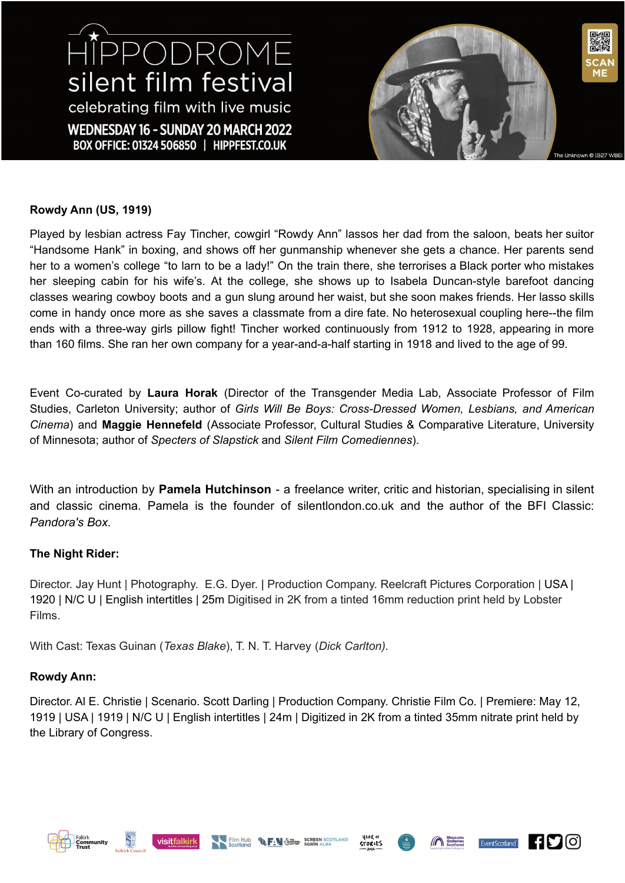**Rowdy Ann (US, 1919)**

Played by lesbian actress Fay Tincher, cowgirl "Rowdy Ann" lassos her dad from the saloon, beats her suitor "Handsome Hank" in boxing, and shows off her gunmanship whenever she gets a chance. Her parents send her to a women's college "to larn to be a lady!" On the train there, she terrorises a Black porter who mistakes her sleeping cabin for his wife's. At the college, she shows up to Isabela Duncan-style barefoot dancing classes wearing cowboy boots and a gun slung around her waist, but she soon makes friends. Her lasso skills come in handy once more as she saves a classmate from a dire fate. No heterosexual coupling here--the film ends with a three-way girls pillow fight! Tincher worked continuously from 1912 to 1928, appearing in more than 160 films. She ran her own company for a year-and-a-half starting in 1918 and lived to the age of 99.

Event Co-curated by **Laura Horak** (Director of the Transgender Media Lab, Associate Professor of Film Studies, Carleton University; author of *Girls Will Be Boys: Cross-Dressed Women, Lesbians, and American Cinema*) and **Maggie Hennefeld** (Associate Professor, Cultural Studies & Comparative Literature, University of Minnesota; author of *Specters of Slapstick* and *Silent Film Comediennes*).

With an introduction by **Pamela Hutchinson** - a freelance writer, critic and historian, specialising in silent and classic cinema. Pamela is the founder of silentlondon.co.uk and the author of the BFI Classic: *Pandora's Box.*

**The Night Rider:**

Director. Jay Hunt | Photography. E.G. Dyer. | Production Company. Reelcraft Pictures Corporation | USA | 1920 | N/C U | English intertitles | 25m Digitised in 2K from a tinted 16mm reduction print held by Lobster Films.

With Cast: Texas Guinan (*Texas Blake*), T. N. T. Harvey (*Dick Carlton).*

**Rowdy Ann:**

Director. Al E. Christie | Scenario. Scott Darling | Production Company. Christie Film Co. | Premiere: May 12, 1919 | USA | 1919 | N/C U | English intertitles | 24m | Digitized in 2K from a tinted 35mm nitrate print held by the Library of Congress.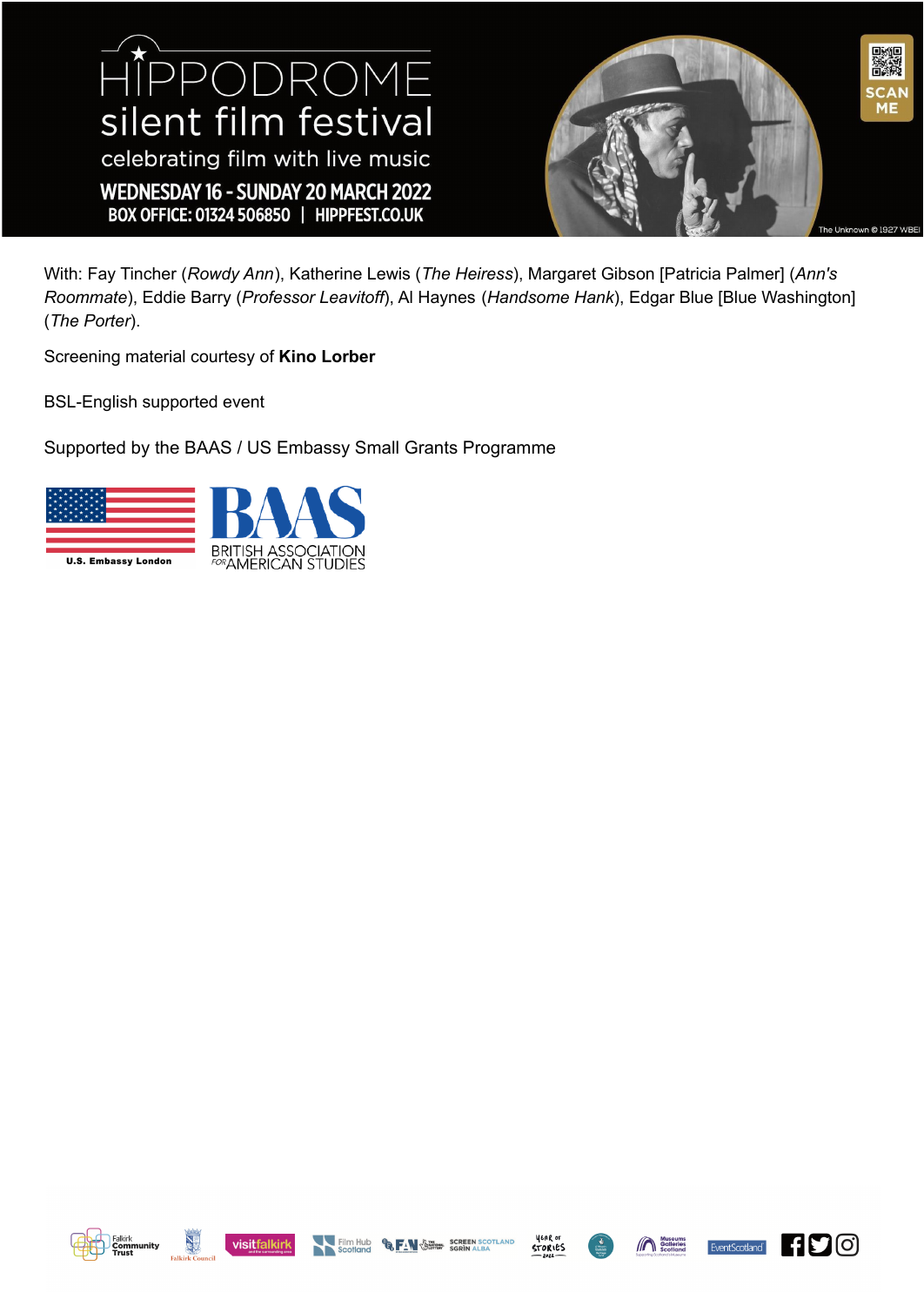HIPPODROME

silent film festival

celebrating film with live music

WEDNESDAY 16 - SUNDAY 20 MARCH 2022

BOX OFFICE: 01324 506850 | HIPPFEST.CO.UK

The Unknown © 1927 WBEI

With: Fay Tincher (*Rowdy Ann*), Katherine Lewis (*The Heiress*), Margaret Gibson [Patricia Palmer] (*Ann's Roommate*), Eddie Barry (*Professor Leavitoff*), Al Haynes (*Handsome Hank*), Edgar Blue [Blue Washington] (*The Porter*).

Screening material courtesy of **Kino Lorber**

BSL-English supported event

Supported by the BAAS / US Embassy Small Grants Programme

U.S. Embassy London

BAAS BRITISH ASSOCIATION FOR AMERICAN STUDIES